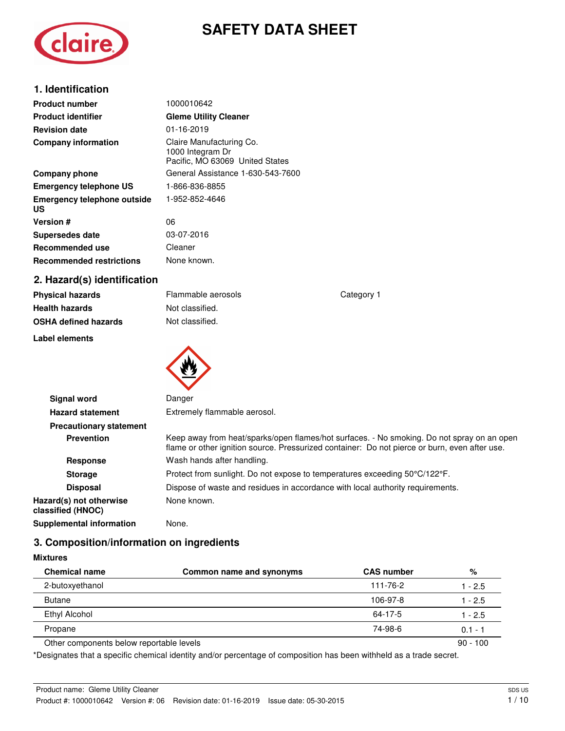# SAFETY DATA SHEET

## 1. Identification

| | |
|---|---|
| **Product number** | 1000010642 |
| **Product identifier** | **Gleme Utility Cleaner** |
| **Revision date** | 01-16-2019 |
| **Company information** | Claire Manufacturing Co.<br>1000 Integram Dr<br>Pacific, MO 63069 United States |
| **Company phone** | General Assistance 1-630-543-7600 |
| **Emergency telephone US** | 1-866-836-8855 |
| **Emergency telephone outside US** | 1-952-852-4646 |
| **Version #** | 06 |
| **Supersedes date** | 03-07-2016 |
| **Recommended use** | Cleaner |
| **Recommended restrictions** | None known. |

## 2. Hazard(s) identification

| | | |
|---|---|---|
| **Physical hazards** | Flammable aerosols | Category 1 |
| **Health hazards** | Not classified. | |
| **OSHA defined hazards** | Not classified. | |

**Label elements**

**Signal word** Danger

**Hazard statement** Extremely flammable aerosol.

**Precautionary statement**

**Prevention** Keep away from heat/sparks/open flames/hot surfaces. - No smoking. Do not spray on an open flame or other ignition source. Pressurized container: Do not pierce or burn, even after use.

**Response** Wash hands after handling.

**Storage** Protect from sunlight. Do not expose to temperatures exceeding 50°C/122°F.

**Disposal** Dispose of waste and residues in accordance with local authority requirements.

**Hazard(s) not otherwise classified (HNOC)** None known.

**Supplemental information** None.

## 3. Composition/information on ingredients

**Mixtures**

| Chemical name | Common name and synonyms | CAS number | % |
|---|---|---|---|
| 2-butoxyethanol | | 111-76-2 | 1 - 2.5 |
| Butane | | 106-97-8 | 1 - 2.5 |
| Ethyl Alcohol | | 64-17-5 | 1 - 2.5 |
| Propane | | 74-98-6 | 0.1 - 1 |
| Other components below reportable levels | | | 90 - 100 |

*Designates that a specific chemical identity and/or percentage of composition has been withheld as a trade secret.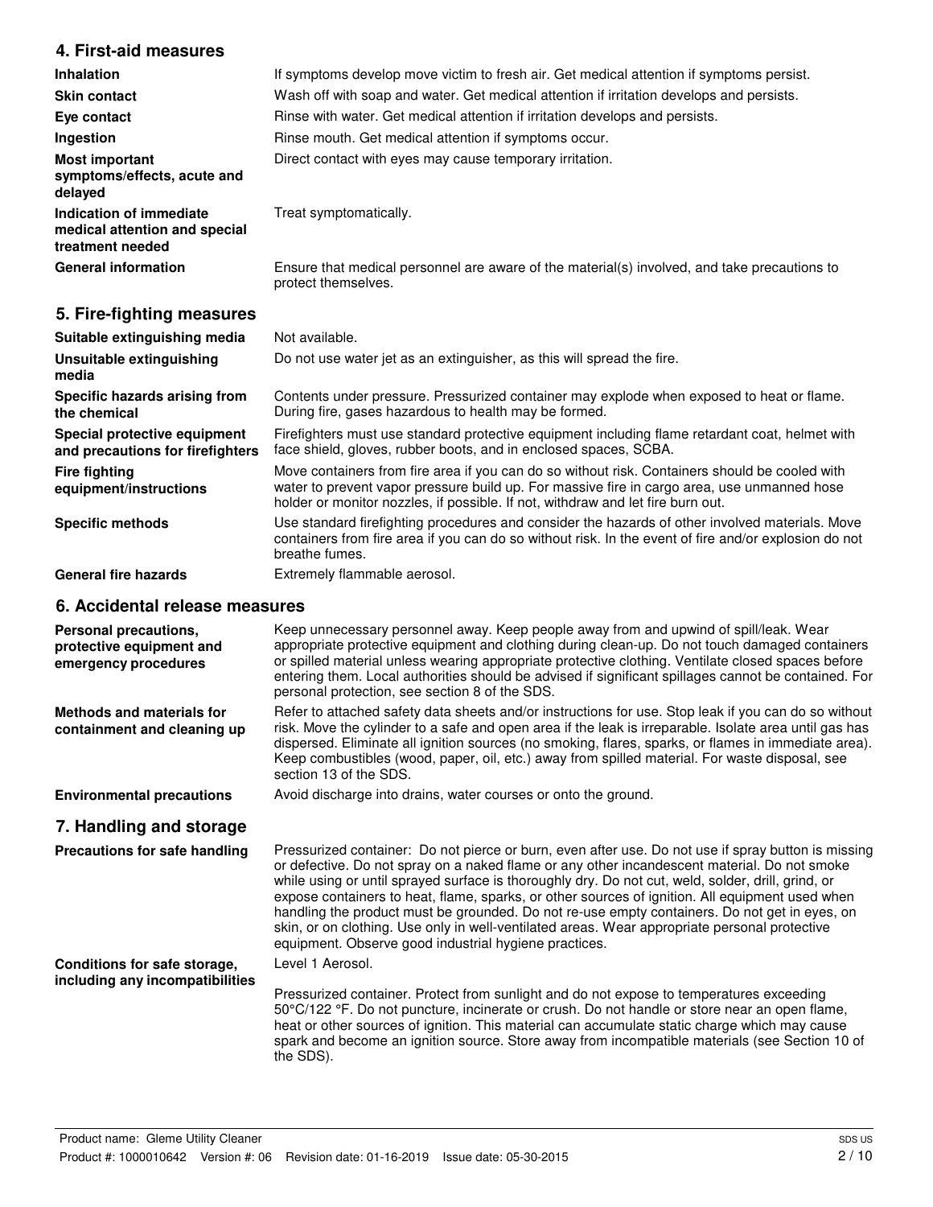## 4. First-aid measures

| | |
|---|---|
| **Inhalation** | If symptoms develop move victim to fresh air. Get medical attention if symptoms persist. |
| **Skin contact** | Wash off with soap and water. Get medical attention if irritation develops and persists. |
| **Eye contact** | Rinse with water. Get medical attention if irritation develops and persists. |
| **Ingestion** | Rinse mouth. Get medical attention if symptoms occur. |
| **Most important symptoms/effects, acute and delayed** | Direct contact with eyes may cause temporary irritation. |
| **Indication of immediate medical attention and special treatment needed** | Treat symptomatically. |
| **General information** | Ensure that medical personnel are aware of the material(s) involved, and take precautions to protect themselves. |

## 5. Fire-fighting measures

| | |
|---|---|
| **Suitable extinguishing media** | Not available. |
| **Unsuitable extinguishing media** | Do not use water jet as an extinguisher, as this will spread the fire. |
| **Specific hazards arising from the chemical** | Contents under pressure. Pressurized container may explode when exposed to heat or flame. During fire, gases hazardous to health may be formed. |
| **Special protective equipment and precautions for firefighters** | Firefighters must use standard protective equipment including flame retardant coat, helmet with face shield, gloves, rubber boots, and in enclosed spaces, SCBA. |
| **Fire fighting equipment/instructions** | Move containers from fire area if you can do so without risk. Containers should be cooled with water to prevent vapor pressure build up. For massive fire in cargo area, use unmanned hose holder or monitor nozzles, if possible. If not, withdraw and let fire burn out. |
| **Specific methods** | Use standard firefighting procedures and consider the hazards of other involved materials. Move containers from fire area if you can do so without risk. In the event of fire and/or explosion do not breathe fumes. |
| **General fire hazards** | Extremely flammable aerosol. |

## 6. Accidental release measures

| | |
|---|---|
| **Personal precautions, protective equipment and emergency procedures** | Keep unnecessary personnel away. Keep people away from and upwind of spill/leak. Wear appropriate protective equipment and clothing during clean-up. Do not touch damaged containers or spilled material unless wearing appropriate protective clothing. Ventilate closed spaces before entering them. Local authorities should be advised if significant spillages cannot be contained. For personal protection, see section 8 of the SDS. |
| **Methods and materials for containment and cleaning up** | Refer to attached safety data sheets and/or instructions for use. Stop leak if you can do so without risk. Move the cylinder to a safe and open area if the leak is irreparable. Isolate area until gas has dispersed. Eliminate all ignition sources (no smoking, flares, sparks, or flames in immediate area). Keep combustibles (wood, paper, oil, etc.) away from spilled material. For waste disposal, see section 13 of the SDS. |
| **Environmental precautions** | Avoid discharge into drains, water courses or onto the ground. |

## 7. Handling and storage

| | |
|---|---|
| **Precautions for safe handling** | Pressurized container: Do not pierce or burn, even after use. Do not use if spray button is missing or defective. Do not spray on a naked flame or any other incandescent material. Do not smoke while using or until sprayed surface is thoroughly dry. Do not cut, weld, solder, drill, grind, or expose containers to heat, flame, sparks, or other sources of ignition. All equipment used when handling the product must be grounded. Do not re-use empty containers. Do not get in eyes, on skin, or on clothing. Use only in well-ventilated areas. Wear appropriate personal protective equipment. Observe good industrial hygiene practices. |
| **Conditions for safe storage, including any incompatibilities** | Level 1 Aerosol.<br><br>Pressurized container. Protect from sunlight and do not expose to temperatures exceeding 50°C/122 °F. Do not puncture, incinerate or crush. Do not handle or store near an open flame, heat or other sources of ignition. This material can accumulate static charge which may cause spark and become an ignition source. Store away from incompatible materials (see Section 10 of the SDS). |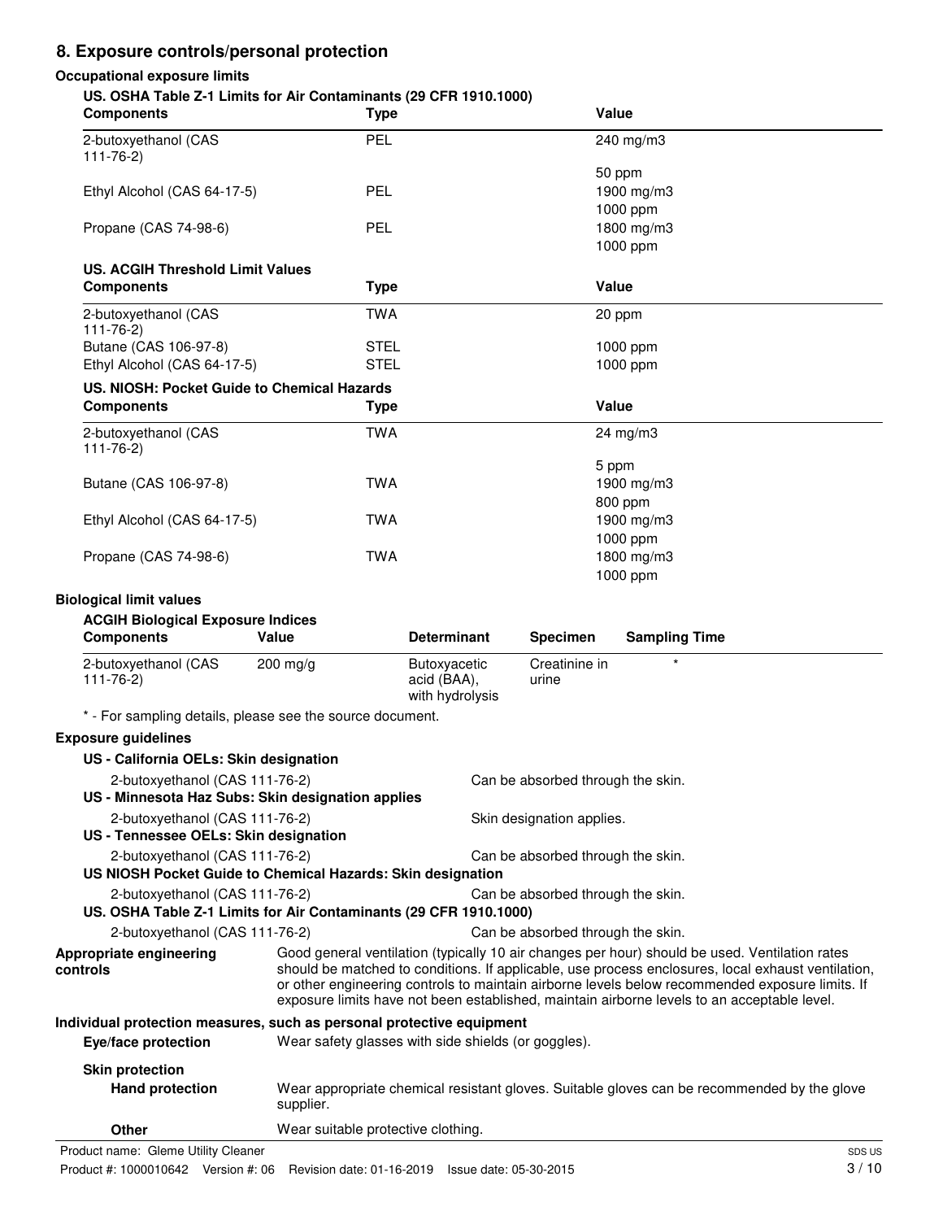## 8. Exposure controls/personal protection

### Occupational exposure limits

**US. OSHA Table Z-1 Limits for Air Contaminants (29 CFR 1910.1000)**

| Components | Type | Value |
|---|---|---|
| 2-butoxyethanol (CAS 111-76-2) | PEL | 240 mg/m3 |
| | | 50 ppm |
| Ethyl Alcohol (CAS 64-17-5) | PEL | 1900 mg/m3 |
| | | 1000 ppm |
| Propane (CAS 74-98-6) | PEL | 1800 mg/m3 |
| | | 1000 ppm |

**US. ACGIH Threshold Limit Values**

| Components | Type | Value |
|---|---|---|
| 2-butoxyethanol (CAS 111-76-2) | TWA | 20 ppm |
| Butane (CAS 106-97-8) | STEL | 1000 ppm |
| Ethyl Alcohol (CAS 64-17-5) | STEL | 1000 ppm |

**US. NIOSH: Pocket Guide to Chemical Hazards**

| Components | Type | Value |
|---|---|---|
| 2-butoxyethanol (CAS 111-76-2) | TWA | 24 mg/m3 |
| | | 5 ppm |
| Butane (CAS 106-97-8) | TWA | 1900 mg/m3 |
| | | 800 ppm |
| Ethyl Alcohol (CAS 64-17-5) | TWA | 1900 mg/m3 |
| | | 1000 ppm |
| Propane (CAS 74-98-6) | TWA | 1800 mg/m3 |
| | | 1000 ppm |

### Biological limit values

**ACGIH Biological Exposure Indices**

| Components | Value | Determinant | Specimen | Sampling Time |
|---|---|---|---|---|
| 2-butoxyethanol (CAS 111-76-2) | 200 mg/g | Butoxyacetic acid (BAA), with hydrolysis | Creatinine in urine | * |

\* - For sampling details, please see the source document.

### Exposure guidelines

**US - California OELs: Skin designation**

2-butoxyethanol (CAS 111-76-2) — Can be absorbed through the skin.

**US - Minnesota Haz Subs: Skin designation applies**

2-butoxyethanol (CAS 111-76-2) — Skin designation applies.

**US - Tennessee OELs: Skin designation**

2-butoxyethanol (CAS 111-76-2) — Can be absorbed through the skin.

**US NIOSH Pocket Guide to Chemical Hazards: Skin designation**

2-butoxyethanol (CAS 111-76-2) — Can be absorbed through the skin.

**US. OSHA Table Z-1 Limits for Air Contaminants (29 CFR 1910.1000)**

2-butoxyethanol (CAS 111-76-2) — Can be absorbed through the skin.

**Appropriate engineering controls**

Good general ventilation (typically 10 air changes per hour) should be used. Ventilation rates should be matched to conditions. If applicable, use process enclosures, local exhaust ventilation, or other engineering controls to maintain airborne levels below recommended exposure limits. If exposure limits have not been established, maintain airborne levels to an acceptable level.

### Individual protection measures, such as personal protective equipment

**Eye/face protection**

Wear safety glasses with side shields (or goggles).

**Skin protection**

**Hand protection**

Wear appropriate chemical resistant gloves. Suitable gloves can be recommended by the glove supplier.

**Other**

Wear suitable protective clothing.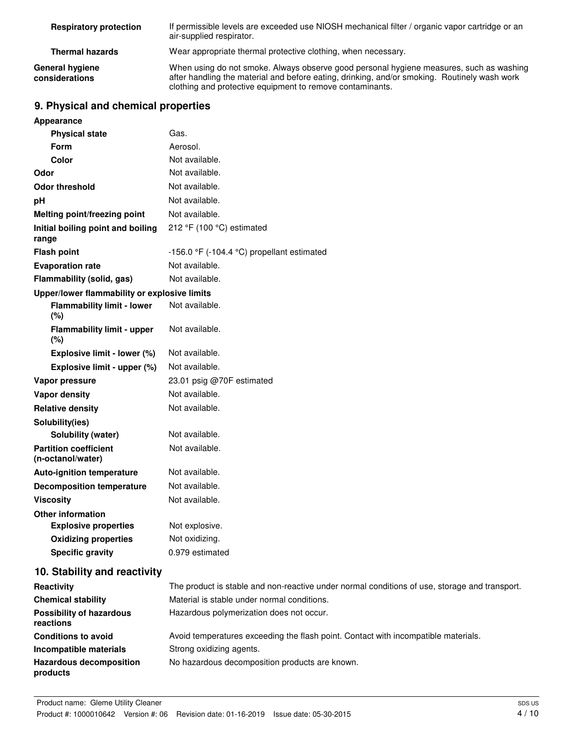| | |
|---|---|
| **Respiratory protection** | If permissible levels are exceeded use NIOSH mechanical filter / organic vapor cartridge or an air-supplied respirator. |
| **Thermal hazards** | Wear appropriate thermal protective clothing, when necessary. |
| **General hygiene considerations** | When using do not smoke. Always observe good personal hygiene measures, such as washing after handling the material and before eating, drinking, and/or smoking. Routinely wash work clothing and protective equipment to remove contaminants. |

## 9. Physical and chemical properties

| | |
|---|---|
| **Appearance** | |
| **Physical state** | Gas. |
| **Form** | Aerosol. |
| **Color** | Not available. |
| **Odor** | Not available. |
| **Odor threshold** | Not available. |
| **pH** | Not available. |
| **Melting point/freezing point** | Not available. |
| **Initial boiling point and boiling range** | 212 °F (100 °C) estimated |
| **Flash point** | -156.0 °F (-104.4 °C) propellant estimated |
| **Evaporation rate** | Not available. |
| **Flammability (solid, gas)** | Not available. |
| **Upper/lower flammability or explosive limits** | |
| **Flammability limit - lower (%)** | Not available. |
| **Flammability limit - upper (%)** | Not available. |
| **Explosive limit - lower (%)** | Not available. |
| **Explosive limit - upper (%)** | Not available. |
| **Vapor pressure** | 23.01 psig @70F estimated |
| **Vapor density** | Not available. |
| **Relative density** | Not available. |
| **Solubility(ies)** | |
| **Solubility (water)** | Not available. |
| **Partition coefficient (n-octanol/water)** | Not available. |
| **Auto-ignition temperature** | Not available. |
| **Decomposition temperature** | Not available. |
| **Viscosity** | Not available. |
| **Other information** | |
| **Explosive properties** | Not explosive. |
| **Oxidizing properties** | Not oxidizing. |
| **Specific gravity** | 0.979 estimated |

## 10. Stability and reactivity

| | |
|---|---|
| **Reactivity** | The product is stable and non-reactive under normal conditions of use, storage and transport. |
| **Chemical stability** | Material is stable under normal conditions. |
| **Possibility of hazardous reactions** | Hazardous polymerization does not occur. |
| **Conditions to avoid** | Avoid temperatures exceeding the flash point. Contact with incompatible materials. |
| **Incompatible materials** | Strong oxidizing agents. |
| **Hazardous decomposition products** | No hazardous decomposition products are known. |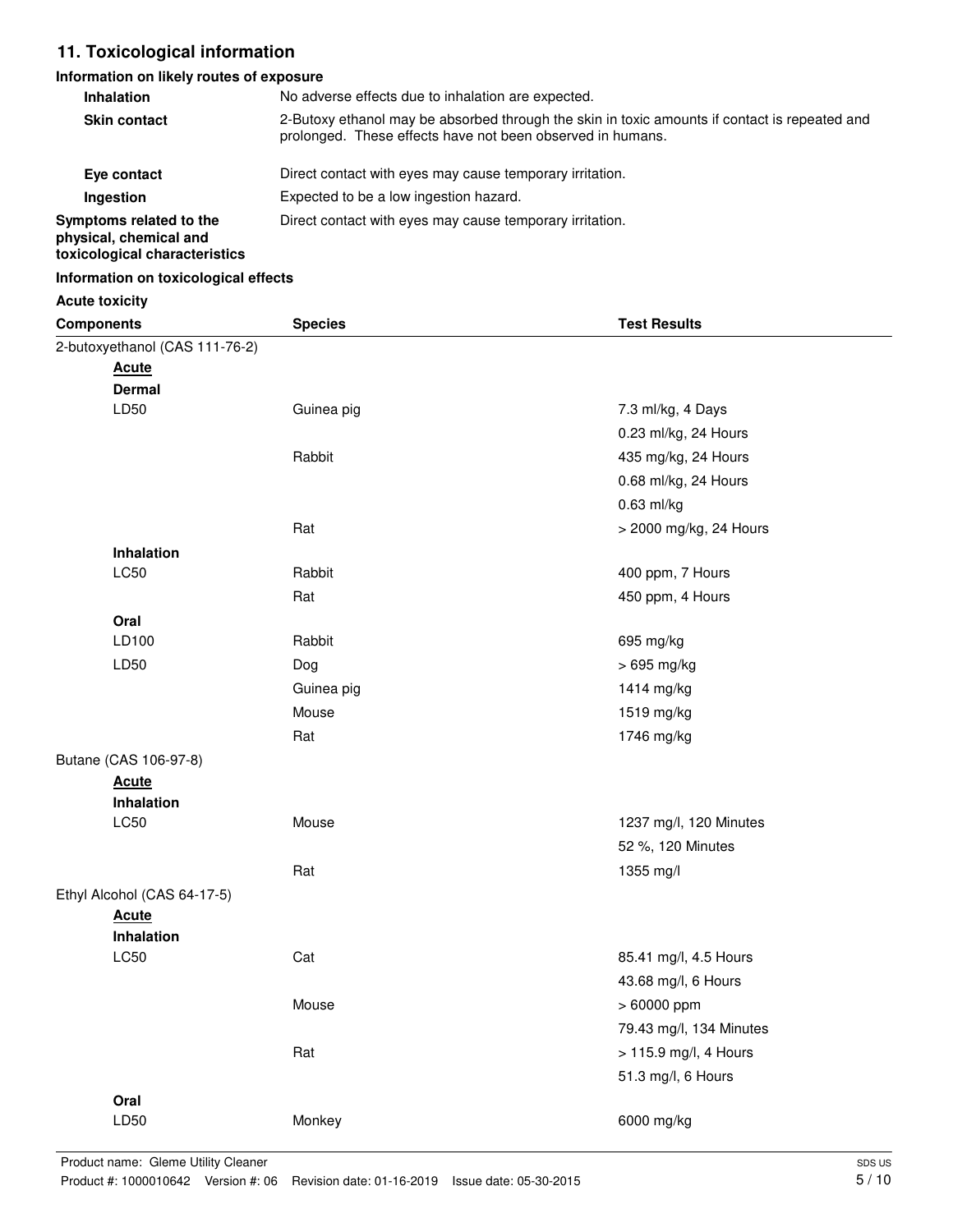## 11. Toxicological information

### Information on likely routes of exposure

| | |
|---|---|
| **Inhalation** | No adverse effects due to inhalation are expected. |
| **Skin contact** | 2-Butoxy ethanol may be absorbed through the skin in toxic amounts if contact is repeated and prolonged. These effects have not been observed in humans. |
| **Eye contact** | Direct contact with eyes may cause temporary irritation. |
| **Ingestion** | Expected to be a low ingestion hazard. |
| **Symptoms related to the physical, chemical and toxicological characteristics** | Direct contact with eyes may cause temporary irritation. |

### Information on toxicological effects

**Acute toxicity**

| Components | Species | Test Results |
|---|---|---|
| 2-butoxyethanol (CAS 111-76-2) | | |
| ***Acute*** | | |
| **Dermal** | | |
| LD50 | Guinea pig | 7.3 ml/kg, 4 Days |
| | | 0.23 ml/kg, 24 Hours |
| | Rabbit | 435 mg/kg, 24 Hours |
| | | 0.68 ml/kg, 24 Hours |
| | | 0.63 ml/kg |
| | Rat | > 2000 mg/kg, 24 Hours |
| **Inhalation** | | |
| LC50 | Rabbit | 400 ppm, 7 Hours |
| | Rat | 450 ppm, 4 Hours |
| **Oral** | | |
| LD100 | Rabbit | 695 mg/kg |
| LD50 | Dog | > 695 mg/kg |
| | Guinea pig | 1414 mg/kg |
| | Mouse | 1519 mg/kg |
| | Rat | 1746 mg/kg |
| Butane (CAS 106-97-8) | | |
| ***Acute*** | | |
| **Inhalation** | | |
| LC50 | Mouse | 1237 mg/l, 120 Minutes |
| | | 52 %, 120 Minutes |
| | Rat | 1355 mg/l |
| Ethyl Alcohol (CAS 64-17-5) | | |
| ***Acute*** | | |
| **Inhalation** | | |
| LC50 | Cat | 85.41 mg/l, 4.5 Hours |
| | | 43.68 mg/l, 6 Hours |
| | Mouse | > 60000 ppm |
| | | 79.43 mg/l, 134 Minutes |
| | Rat | > 115.9 mg/l, 4 Hours |
| | | 51.3 mg/l, 6 Hours |
| **Oral** | | |
| LD50 | Monkey | 6000 mg/kg |

Product name: Gleme Utility Cleaner
Product #: 1000010642 Version #: 06 Revision date: 01-16-2019 Issue date: 05-30-2015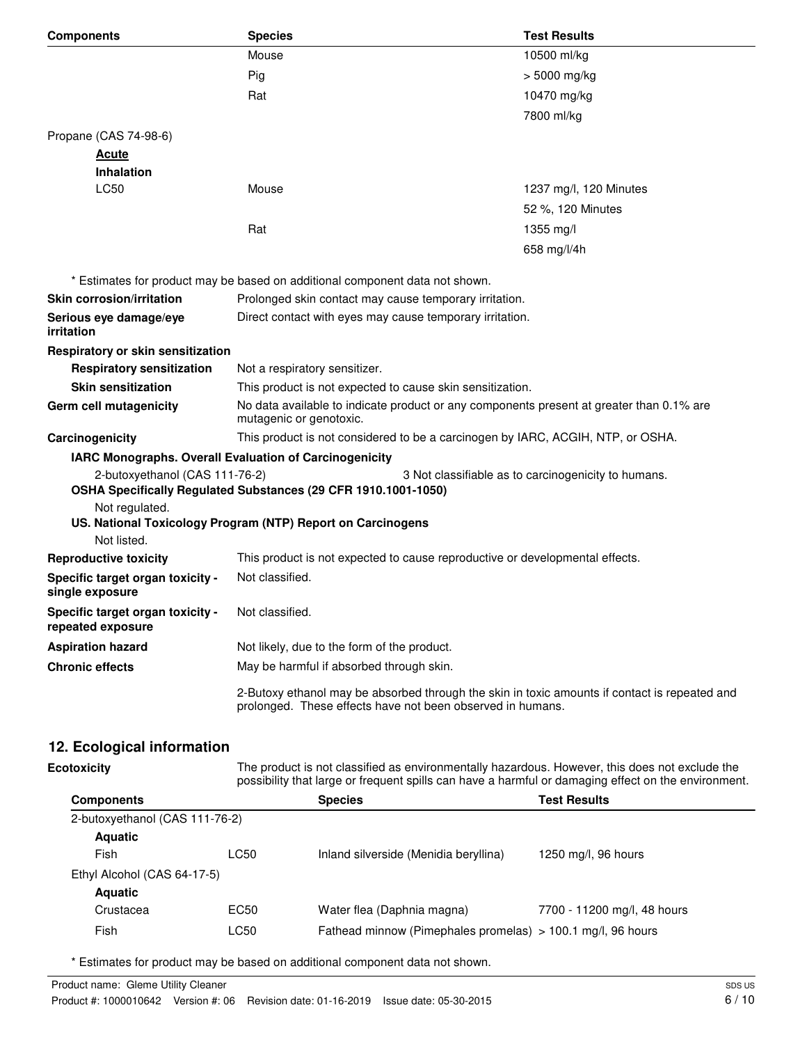| Components | Species | Test Results |
| --- | --- | --- |
| | Mouse | 10500 ml/kg |
| | Pig | > 5000 mg/kg |
| | Rat | 10470 mg/kg |
| | | 7800 ml/kg |
| Propane (CAS 74-98-6) | | |
| **Acute** | | |
| **Inhalation** | | |
| LC50 | Mouse | 1237 mg/l, 120 Minutes |
| | | 52 %, 120 Minutes |
| | Rat | 1355 mg/l |
| | | 658 mg/l/4h |

\* Estimates for product may be based on additional component data not shown.

**Skin corrosion/irritation** Prolonged skin contact may cause temporary irritation.

**Serious eye damage/eye irritation** Direct contact with eyes may cause temporary irritation.

**Respiratory or skin sensitization**

**Respiratory sensitization** Not a respiratory sensitizer.

**Skin sensitization** This product is not expected to cause skin sensitization.

**Germ cell mutagenicity** No data available to indicate product or any components present at greater than 0.1% are mutagenic or genotoxic.

**Carcinogenicity** This product is not considered to be a carcinogen by IARC, ACGIH, NTP, or OSHA.

**IARC Monographs. Overall Evaluation of Carcinogenicity**

2-butoxyethanol (CAS 111-76-2) 3 Not classifiable as to carcinogenicity to humans.

**OSHA Specifically Regulated Substances (29 CFR 1910.1001-1050)**

Not regulated.

**US. National Toxicology Program (NTP) Report on Carcinogens**

Not listed.

**Reproductive toxicity** This product is not expected to cause reproductive or developmental effects.

**Specific target organ toxicity - single exposure** Not classified.

**Specific target organ toxicity - repeated exposure** Not classified.

**Aspiration hazard** Not likely, due to the form of the product.

**Chronic effects** May be harmful if absorbed through skin.

2-Butoxy ethanol may be absorbed through the skin in toxic amounts if contact is repeated and prolonged. These effects have not been observed in humans.

## 12. Ecological information

**Ecotoxicity** The product is not classified as environmentally hazardous. However, this does not exclude the possibility that large or frequent spills can have a harmful or damaging effect on the environment.

| Components | | Species | Test Results |
| --- | --- | --- | --- |
| 2-butoxyethanol (CAS 111-76-2) | | | |
| **Aquatic** | | | |
| Fish | LC50 | Inland silverside (Menidia beryllina) | 1250 mg/l, 96 hours |
| Ethyl Alcohol (CAS 64-17-5) | | | |
| **Aquatic** | | | |
| Crustacea | EC50 | Water flea (Daphnia magna) | 7700 - 11200 mg/l, 48 hours |
| Fish | LC50 | Fathead minnow (Pimephales promelas) | > 100.1 mg/l, 96 hours |

\* Estimates for product may be based on additional component data not shown.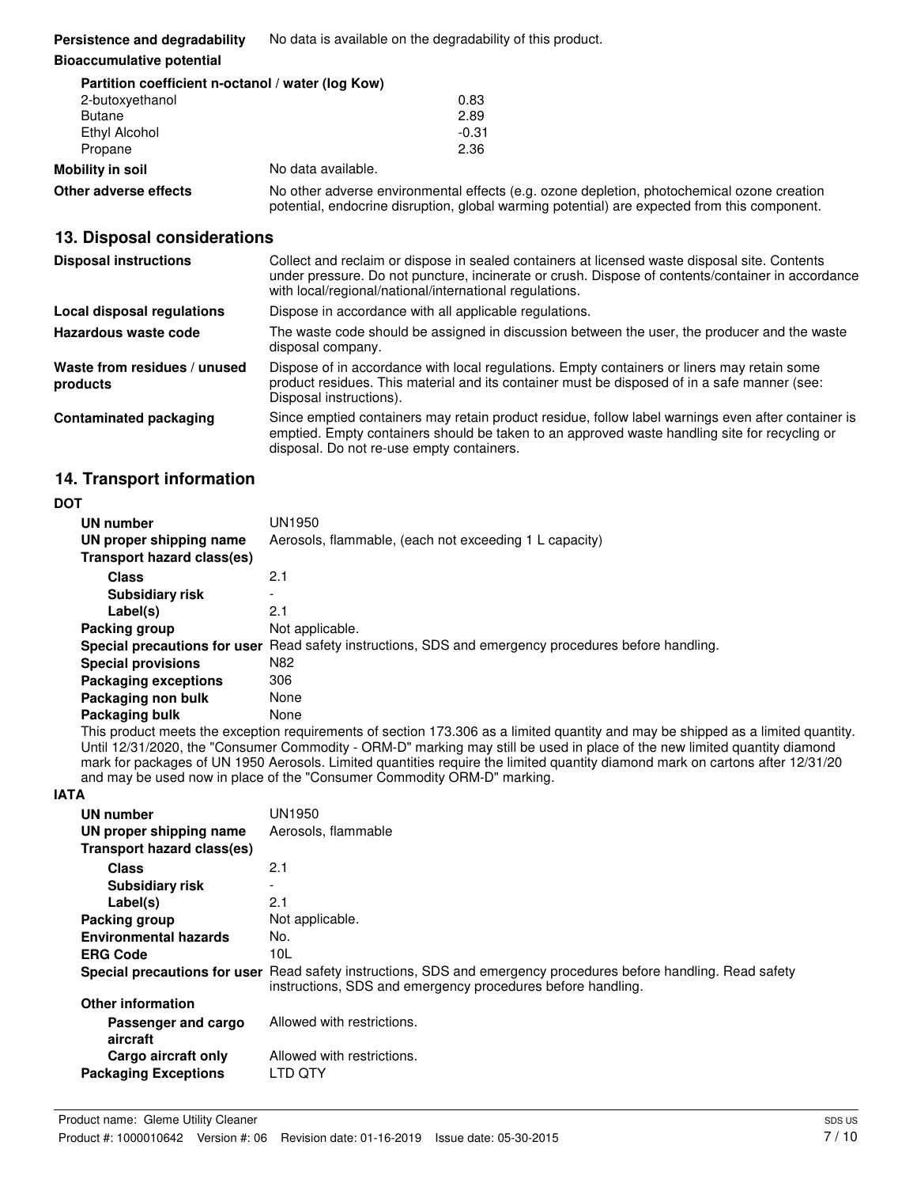**Persistence and degradability** No data is available on the degradability of this product.

**Bioaccumulative potential**

**Partition coefficient n-octanol / water (log Kow)**

| | |
|---|---|
| 2-butoxyethanol | 0.83 |
| Butane | 2.89 |
| Ethyl Alcohol | -0.31 |
| Propane | 2.36 |

**Mobility in soil** No data available.

**Other adverse effects** No other adverse environmental effects (e.g. ozone depletion, photochemical ozone creation potential, endocrine disruption, global warming potential) are expected from this component.

## 13. Disposal considerations

**Disposal instructions** Collect and reclaim or dispose in sealed containers at licensed waste disposal site. Contents under pressure. Do not puncture, incinerate or crush. Dispose of contents/container in accordance with local/regional/national/international regulations.

**Local disposal regulations** Dispose in accordance with all applicable regulations.

**Hazardous waste code** The waste code should be assigned in discussion between the user, the producer and the waste disposal company.

**Waste from residues / unused products** Dispose of in accordance with local regulations. Empty containers or liners may retain some product residues. This material and its container must be disposed of in a safe manner (see: Disposal instructions).

**Contaminated packaging** Since emptied containers may retain product residue, follow label warnings even after container is emptied. Empty containers should be taken to an approved waste handling site for recycling or disposal. Do not re-use empty containers.

## 14. Transport information

**DOT**

**UN number** UN1950

**UN proper shipping name** Aerosols, flammable, (each not exceeding 1 L capacity)

**Transport hazard class(es)**

**Class** 2.1

**Subsidiary risk** -

**Label(s)** 2.1

**Packing group** Not applicable.

**Special precautions for user** Read safety instructions, SDS and emergency procedures before handling.

**Special provisions** N82

**Packaging exceptions** 306

**Packaging non bulk** None

**Packaging bulk** None

This product meets the exception requirements of section 173.306 as a limited quantity and may be shipped as a limited quantity. Until 12/31/2020, the "Consumer Commodity - ORM-D" marking may still be used in place of the new limited quantity diamond mark for packages of UN 1950 Aerosols. Limited quantities require the limited quantity diamond mark on cartons after 12/31/20 and may be used now in place of the "Consumer Commodity ORM-D" marking.

**IATA**

**UN number** UN1950

**UN proper shipping name** Aerosols, flammable

**Transport hazard class(es)**

**Class** 2.1

**Subsidiary risk** -

**Label(s)** 2.1

**Packing group** Not applicable.

**Environmental hazards** No.

**ERG Code** 10L

**Special precautions for user** Read safety instructions, SDS and emergency procedures before handling. Read safety instructions, SDS and emergency procedures before handling.

**Other information**

**Passenger and cargo aircraft** Allowed with restrictions.

**Cargo aircraft only** Allowed with restrictions.

**Packaging Exceptions** LTD QTY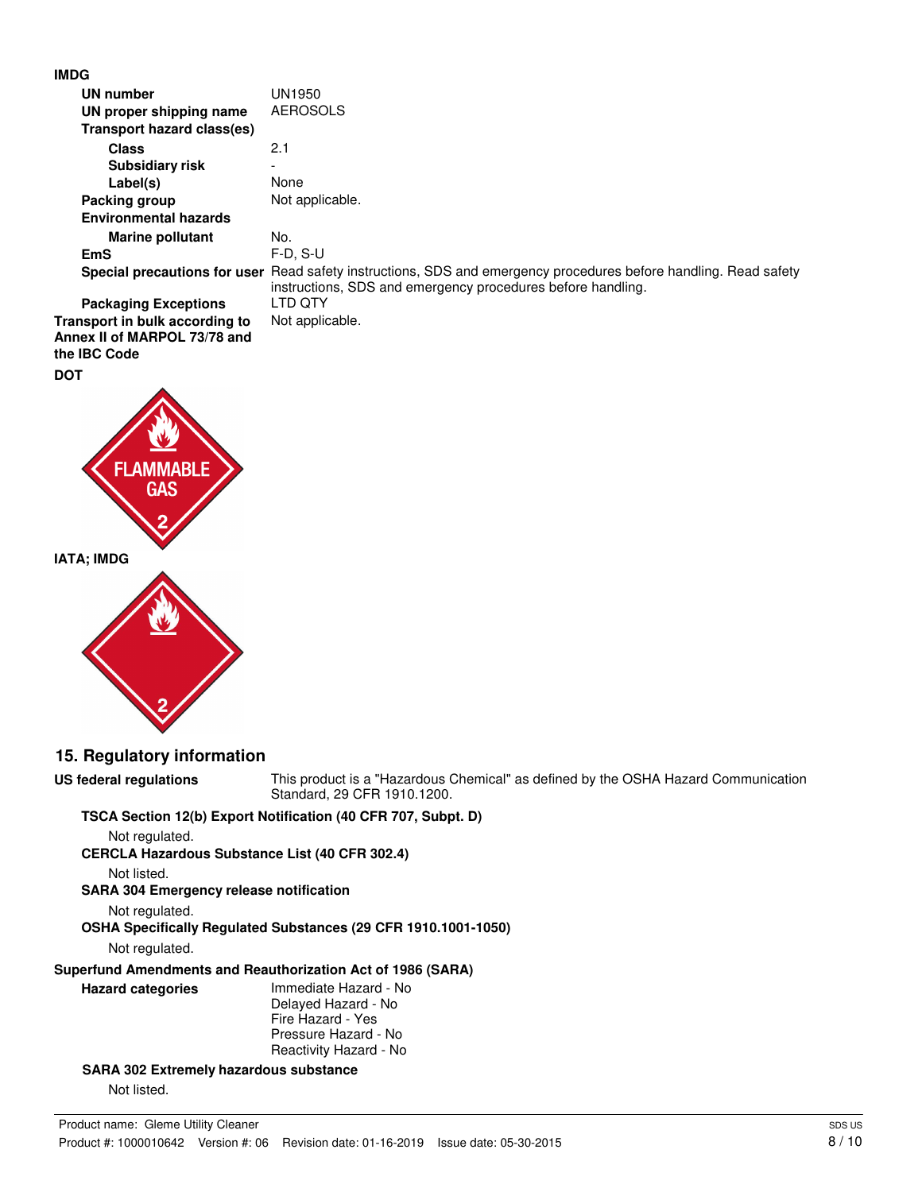**IMDG**

| | |
|---|---|
| **UN number** | UN1950 |
| **UN proper shipping name** | AEROSOLS |
| **Transport hazard class(es)** | |
| **Class** | 2.1 |
| **Subsidiary risk** | - |
| **Label(s)** | None |
| **Packing group** | Not applicable. |
| **Environmental hazards** | |
| **Marine pollutant** | No. |
| **EmS** | F-D, S-U |
| **Special precautions for user** | Read safety instructions, SDS and emergency procedures before handling. Read safety instructions, SDS and emergency procedures before handling. |
| **Packaging Exceptions** | LTD QTY |
| **Transport in bulk according to Annex II of MARPOL 73/78 and the IBC Code** | Not applicable. |

**DOT**

FLAMMABLE GAS 2

**IATA; IMDG**

2

## 15. Regulatory information

**US federal regulations** This product is a "Hazardous Chemical" as defined by the OSHA Hazard Communication Standard, 29 CFR 1910.1200.

**TSCA Section 12(b) Export Notification (40 CFR 707, Subpt. D)**

Not regulated.

**CERCLA Hazardous Substance List (40 CFR 302.4)**

Not listed.

**SARA 304 Emergency release notification**

Not regulated.

**OSHA Specifically Regulated Substances (29 CFR 1910.1001-1050)**

Not regulated.

**Superfund Amendments and Reauthorization Act of 1986 (SARA)**

**Hazard categories**

Immediate Hazard - No
Delayed Hazard - No
Fire Hazard - Yes
Pressure Hazard - No
Reactivity Hazard - No

**SARA 302 Extremely hazardous substance**

Not listed.

Product name: Gleme Utility Cleaner
Product #: 1000010642 Version #: 06 Revision date: 01-16-2019 Issue date: 05-30-2015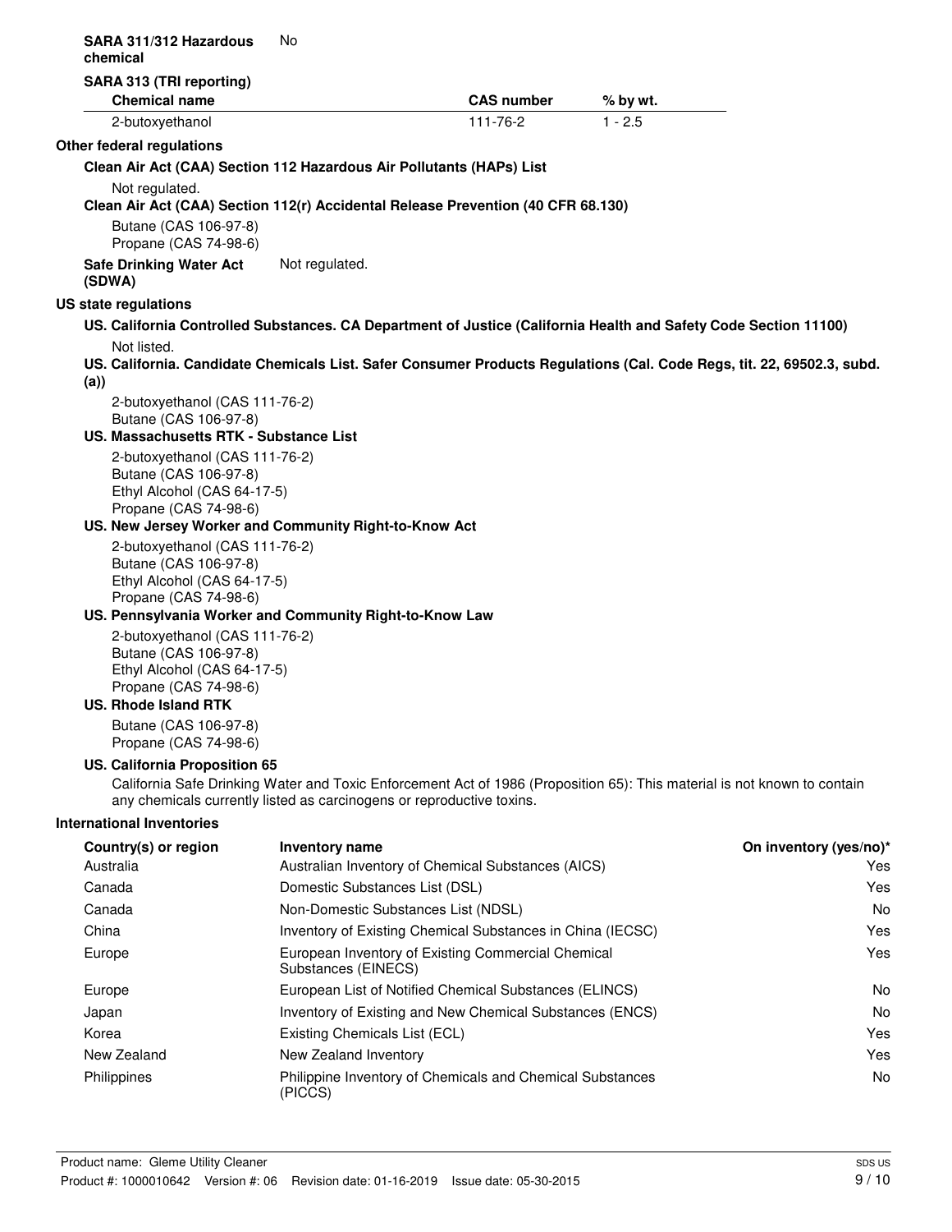**SARA 311/312 Hazardous chemical** No

**SARA 313 (TRI reporting)**

| Chemical name | CAS number | % by wt. |
| --- | --- | --- |
| 2-butoxyethanol | 111-76-2 | 1 - 2.5 |

**Other federal regulations**

**Clean Air Act (CAA) Section 112 Hazardous Air Pollutants (HAPs) List**

Not regulated.

**Clean Air Act (CAA) Section 112(r) Accidental Release Prevention (40 CFR 68.130)**

Butane (CAS 106-97-8)
Propane (CAS 74-98-6)

**Safe Drinking Water Act (SDWA)** Not regulated.

**US state regulations**

**US. California Controlled Substances. CA Department of Justice (California Health and Safety Code Section 11100)**

Not listed.

**US. California. Candidate Chemicals List. Safer Consumer Products Regulations (Cal. Code Regs, tit. 22, 69502.3, subd. (a))**

2-butoxyethanol (CAS 111-76-2)
Butane (CAS 106-97-8)

**US. Massachusetts RTK - Substance List**

2-butoxyethanol (CAS 111-76-2)
Butane (CAS 106-97-8)
Ethyl Alcohol (CAS 64-17-5)
Propane (CAS 74-98-6)

**US. New Jersey Worker and Community Right-to-Know Act**

2-butoxyethanol (CAS 111-76-2)
Butane (CAS 106-97-8)
Ethyl Alcohol (CAS 64-17-5)
Propane (CAS 74-98-6)

**US. Pennsylvania Worker and Community Right-to-Know Law**

2-butoxyethanol (CAS 111-76-2)
Butane (CAS 106-97-8)
Ethyl Alcohol (CAS 64-17-5)
Propane (CAS 74-98-6)

**US. Rhode Island RTK**

Butane (CAS 106-97-8)
Propane (CAS 74-98-6)

**US. California Proposition 65**

California Safe Drinking Water and Toxic Enforcement Act of 1986 (Proposition 65): This material is not known to contain any chemicals currently listed as carcinogens or reproductive toxins.

**International Inventories**

| Country(s) or region | Inventory name | On inventory (yes/no)* |
| --- | --- | --- |
| Australia | Australian Inventory of Chemical Substances (AICS) | Yes |
| Canada | Domestic Substances List (DSL) | Yes |
| Canada | Non-Domestic Substances List (NDSL) | No |
| China | Inventory of Existing Chemical Substances in China (IECSC) | Yes |
| Europe | European Inventory of Existing Commercial Chemical Substances (EINECS) | Yes |
| Europe | European List of Notified Chemical Substances (ELINCS) | No |
| Japan | Inventory of Existing and New Chemical Substances (ENCS) | No |
| Korea | Existing Chemicals List (ECL) | Yes |
| New Zealand | New Zealand Inventory | Yes |
| Philippines | Philippine Inventory of Chemicals and Chemical Substances (PICCS) | No |

Product name: Gleme Utility Cleaner
Product #: 1000010642 Version #: 06 Revision date: 01-16-2019 Issue date: 05-30-2015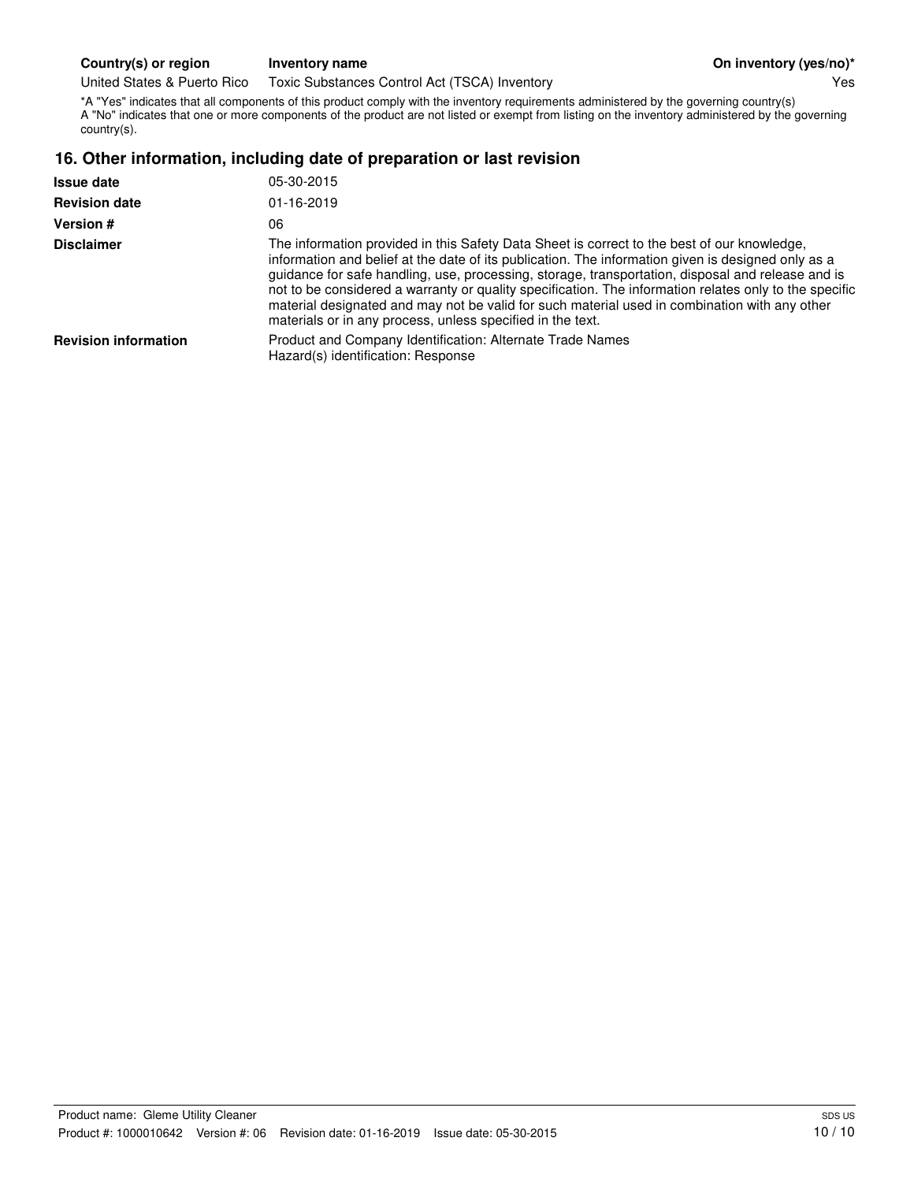| Country(s) or region | Inventory name | On inventory (yes/no)* |
| --- | --- | --- |
| United States & Puerto Rico | Toxic Substances Control Act (TSCA) Inventory | Yes |

*A "Yes" indicates that all components of this product comply with the inventory requirements administered by the governing country(s)
A "No" indicates that one or more components of the product are not listed or exempt from listing on the inventory administered by the governing country(s).

## 16. Other information, including date of preparation or last revision

| | |
| --- | --- |
| **Issue date** | 05-30-2015 |
| **Revision date** | 01-16-2019 |
| **Version #** | 06 |
| **Disclaimer** | The information provided in this Safety Data Sheet is correct to the best of our knowledge, information and belief at the date of its publication. The information given is designed only as a guidance for safe handling, use, processing, storage, transportation, disposal and release and is not to be considered a warranty or quality specification. The information relates only to the specific material designated and may not be valid for such material used in combination with any other materials or in any process, unless specified in the text. |
| **Revision information** | Product and Company Identification: Alternate Trade Names<br>Hazard(s) identification: Response |